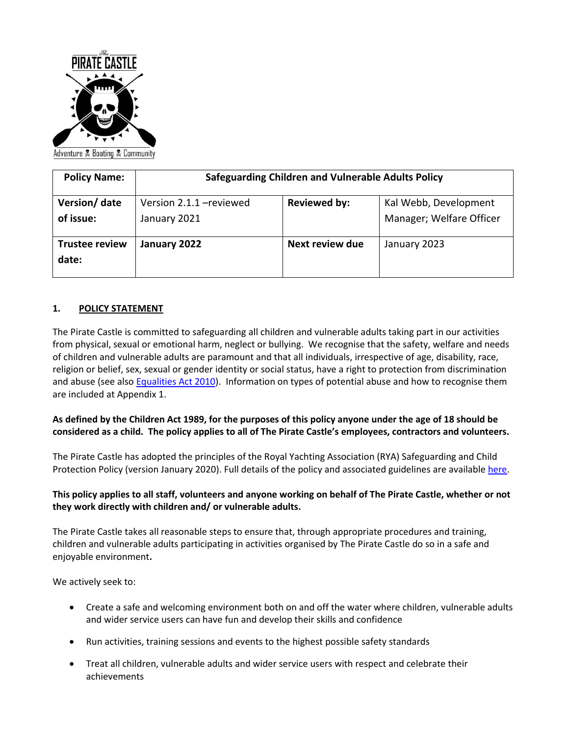| Policy Name: | Safeguarding Children and Vulnerable Adults Policy | | |
|---|---|---|---|
| Version/ date of issue: | Version 2.1.1 –reviewed January 2021 | Reviewed by: | Kal Webb, Development Manager; Welfare Officer |
| Trustee review date: | January 2022 | Next review due | January 2023 |

## 1. POLICY STATEMENT

The Pirate Castle is committed to safeguarding all children and vulnerable adults taking part in our activities from physical, sexual or emotional harm, neglect or bullying. We recognise that the safety, welfare and needs of children and vulnerable adults are paramount and that all individuals, irrespective of age, disability, race, religion or belief, sex, sexual or gender identity or social status, have a right to protection from discrimination and abuse (see also Equalities Act 2010). Information on types of potential abuse and how to recognise them are included at Appendix 1.

**As defined by the Children Act 1989, for the purposes of this policy anyone under the age of 18 should be considered as a child. The policy applies to all of The Pirate Castle's employees, contractors and volunteers.**

The Pirate Castle has adopted the principles of the Royal Yachting Association (RYA) Safeguarding and Child Protection Policy (version January 2020). Full details of the policy and associated guidelines are available here.

**This policy applies to all staff, volunteers and anyone working on behalf of The Pirate Castle, whether or not they work directly with children and/ or vulnerable adults.**

The Pirate Castle takes all reasonable steps to ensure that, through appropriate procedures and training, children and vulnerable adults participating in activities organised by The Pirate Castle do so in a safe and enjoyable environment**.**

We actively seek to:

- Create a safe and welcoming environment both on and off the water where children, vulnerable adults and wider service users can have fun and develop their skills and confidence
- Run activities, training sessions and events to the highest possible safety standards
- Treat all children, vulnerable adults and wider service users with respect and celebrate their achievements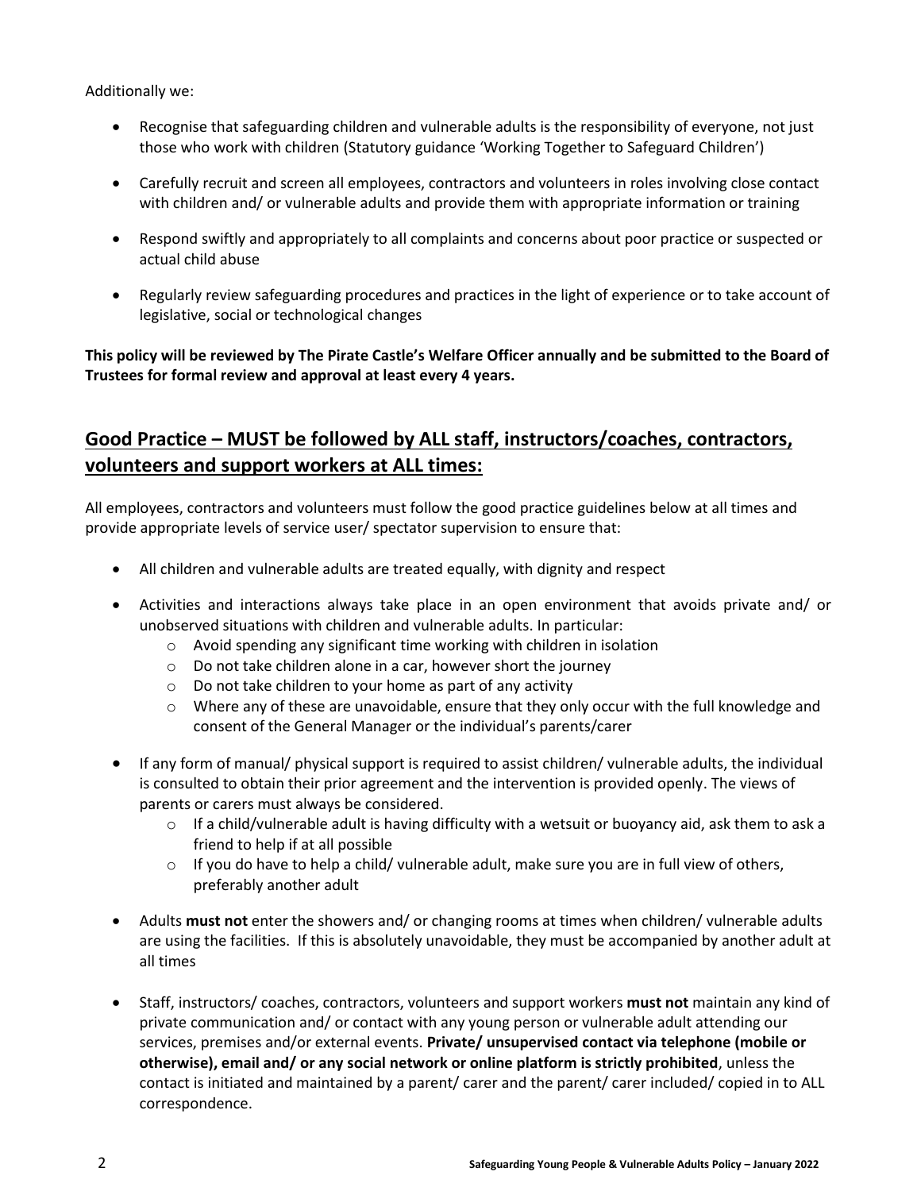Additionally we:

- Recognise that safeguarding children and vulnerable adults is the responsibility of everyone, not just those who work with children (Statutory guidance 'Working Together to Safeguard Children')
- Carefully recruit and screen all employees, contractors and volunteers in roles involving close contact with children and/ or vulnerable adults and provide them with appropriate information or training
- Respond swiftly and appropriately to all complaints and concerns about poor practice or suspected or actual child abuse
- Regularly review safeguarding procedures and practices in the light of experience or to take account of legislative, social or technological changes

**This policy will be reviewed by The Pirate Castle's Welfare Officer annually and be submitted to the Board of Trustees for formal review and approval at least every 4 years.**

## Good Practice – MUST be followed by ALL staff, instructors/coaches, contractors, volunteers and support workers at ALL times:

All employees, contractors and volunteers must follow the good practice guidelines below at all times and provide appropriate levels of service user/ spectator supervision to ensure that:

- All children and vulnerable adults are treated equally, with dignity and respect
- Activities and interactions always take place in an open environment that avoids private and/ or unobserved situations with children and vulnerable adults. In particular:
  - Avoid spending any significant time working with children in isolation
  - Do not take children alone in a car, however short the journey
  - Do not take children to your home as part of any activity
  - Where any of these are unavoidable, ensure that they only occur with the full knowledge and consent of the General Manager or the individual's parents/carer
- If any form of manual/ physical support is required to assist children/ vulnerable adults, the individual is consulted to obtain their prior agreement and the intervention is provided openly. The views of parents or carers must always be considered.
  - If a child/vulnerable adult is having difficulty with a wetsuit or buoyancy aid, ask them to ask a friend to help if at all possible
  - If you do have to help a child/ vulnerable adult, make sure you are in full view of others, preferably another adult
- Adults **must not** enter the showers and/ or changing rooms at times when children/ vulnerable adults are using the facilities. If this is absolutely unavoidable, they must be accompanied by another adult at all times
- Staff, instructors/ coaches, contractors, volunteers and support workers **must not** maintain any kind of private communication and/ or contact with any young person or vulnerable adult attending our services, premises and/or external events. **Private/ unsupervised contact via telephone (mobile or otherwise), email and/ or any social network or online platform is strictly prohibited**, unless the contact is initiated and maintained by a parent/ carer and the parent/ carer included/ copied in to ALL correspondence.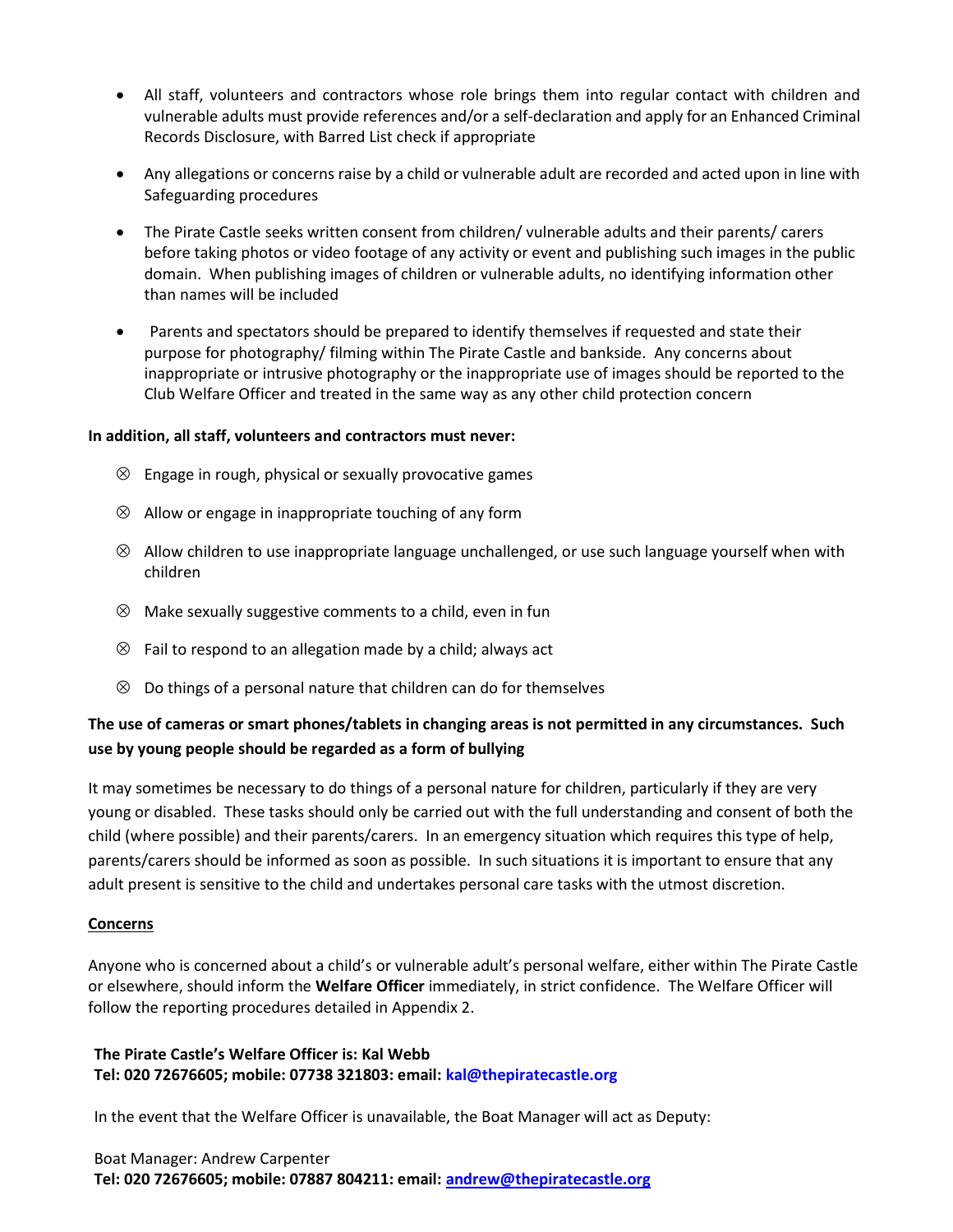- All staff, volunteers and contractors whose role brings them into regular contact with children and vulnerable adults must provide references and/or a self-declaration and apply for an Enhanced Criminal Records Disclosure, with Barred List check if appropriate

- Any allegations or concerns raise by a child or vulnerable adult are recorded and acted upon in line with Safeguarding procedures

- The Pirate Castle seeks written consent from children/ vulnerable adults and their parents/ carers before taking photos or video footage of any activity or event and publishing such images in the public domain. When publishing images of children or vulnerable adults, no identifying information other than names will be included

- Parents and spectators should be prepared to identify themselves if requested and state their purpose for photography/ filming within The Pirate Castle and bankside. Any concerns about inappropriate or intrusive photography or the inappropriate use of images should be reported to the Club Welfare Officer and treated in the same way as any other child protection concern

**In addition, all staff, volunteers and contractors must never:**

- ⊗ Engage in rough, physical or sexually provocative games
- ⊗ Allow or engage in inappropriate touching of any form
- ⊗ Allow children to use inappropriate language unchallenged, or use such language yourself when with children
- ⊗ Make sexually suggestive comments to a child, even in fun
- ⊗ Fail to respond to an allegation made by a child; always act
- ⊗ Do things of a personal nature that children can do for themselves

**The use of cameras or smart phones/tablets in changing areas is not permitted in any circumstances. Such use by young people should be regarded as a form of bullying**

It may sometimes be necessary to do things of a personal nature for children, particularly if they are very young or disabled. These tasks should only be carried out with the full understanding and consent of both the child (where possible) and their parents/carers. In an emergency situation which requires this type of help, parents/carers should be informed as soon as possible. In such situations it is important to ensure that any adult present is sensitive to the child and undertakes personal care tasks with the utmost discretion.

<u>**Concerns**</u>

Anyone who is concerned about a child's or vulnerable adult's personal welfare, either within The Pirate Castle or elsewhere, should inform the **Welfare Officer** immediately, in strict confidence. The Welfare Officer will follow the reporting procedures detailed in Appendix 2.

**The Pirate Castle's Welfare Officer is: Kal Webb**
**Tel: 020 72676605; mobile: 07738 321803: email: kal@thepiratecastle.org**

In the event that the Welfare Officer is unavailable, the Boat Manager will act as Deputy:

Boat Manager: Andrew Carpenter
**Tel: 020 72676605; mobile: 07887 804211: email: andrew@thepiratecastle.org**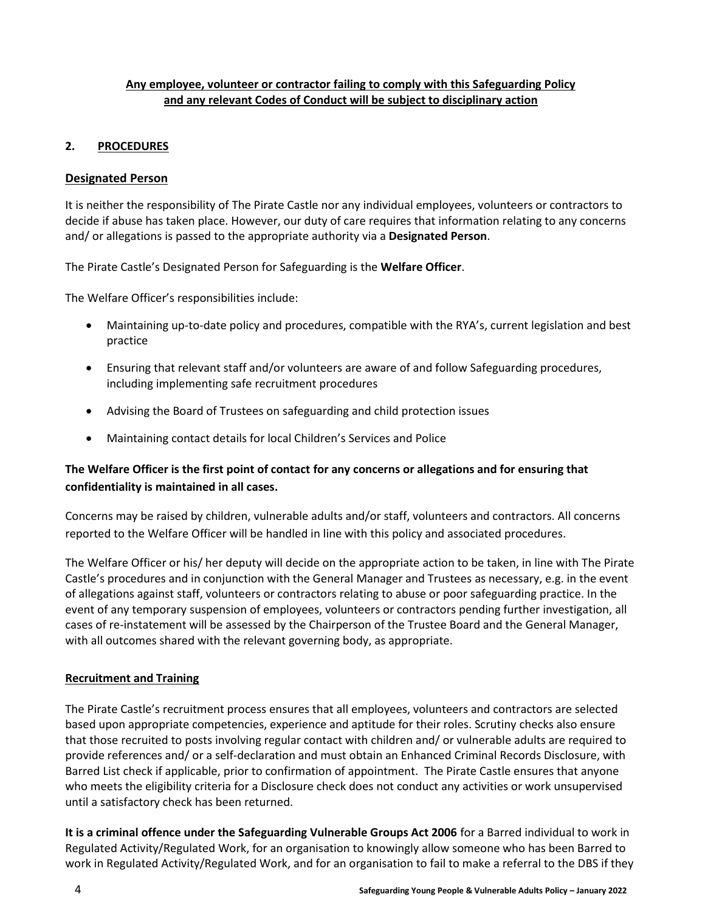**<u>Any employee, volunteer or contractor failing to comply with this Safeguarding Policy and any relevant Codes of Conduct will be subject to disciplinary action</u>**

## 2. PROCEDURES

### Designated Person

It is neither the responsibility of The Pirate Castle nor any individual employees, volunteers or contractors to decide if abuse has taken place. However, our duty of care requires that information relating to any concerns and/ or allegations is passed to the appropriate authority via a **Designated Person**.

The Pirate Castle's Designated Person for Safeguarding is the **Welfare Officer**.

The Welfare Officer's responsibilities include:

- Maintaining up-to-date policy and procedures, compatible with the RYA's, current legislation and best practice
- Ensuring that relevant staff and/or volunteers are aware of and follow Safeguarding procedures, including implementing safe recruitment procedures
- Advising the Board of Trustees on safeguarding and child protection issues
- Maintaining contact details for local Children's Services and Police

**The Welfare Officer is the first point of contact for any concerns or allegations and for ensuring that confidentiality is maintained in all cases.**

Concerns may be raised by children, vulnerable adults and/or staff, volunteers and contractors. All concerns reported to the Welfare Officer will be handled in line with this policy and associated procedures.

The Welfare Officer or his/ her deputy will decide on the appropriate action to be taken, in line with The Pirate Castle's procedures and in conjunction with the General Manager and Trustees as necessary, e.g. in the event of allegations against staff, volunteers or contractors relating to abuse or poor safeguarding practice. In the event of any temporary suspension of employees, volunteers or contractors pending further investigation, all cases of re-instatement will be assessed by the Chairperson of the Trustee Board and the General Manager, with all outcomes shared with the relevant governing body, as appropriate.

### Recruitment and Training

The Pirate Castle's recruitment process ensures that all employees, volunteers and contractors are selected based upon appropriate competencies, experience and aptitude for their roles. Scrutiny checks also ensure that those recruited to posts involving regular contact with children and/ or vulnerable adults are required to provide references and/ or a self-declaration and must obtain an Enhanced Criminal Records Disclosure, with Barred List check if applicable, prior to confirmation of appointment. The Pirate Castle ensures that anyone who meets the eligibility criteria for a Disclosure check does not conduct any activities or work unsupervised until a satisfactory check has been returned.

**It is a criminal offence under the Safeguarding Vulnerable Groups Act 2006** for a Barred individual to work in Regulated Activity/Regulated Work, for an organisation to knowingly allow someone who has been Barred to work in Regulated Activity/Regulated Work, and for an organisation to fail to make a referral to the DBS if they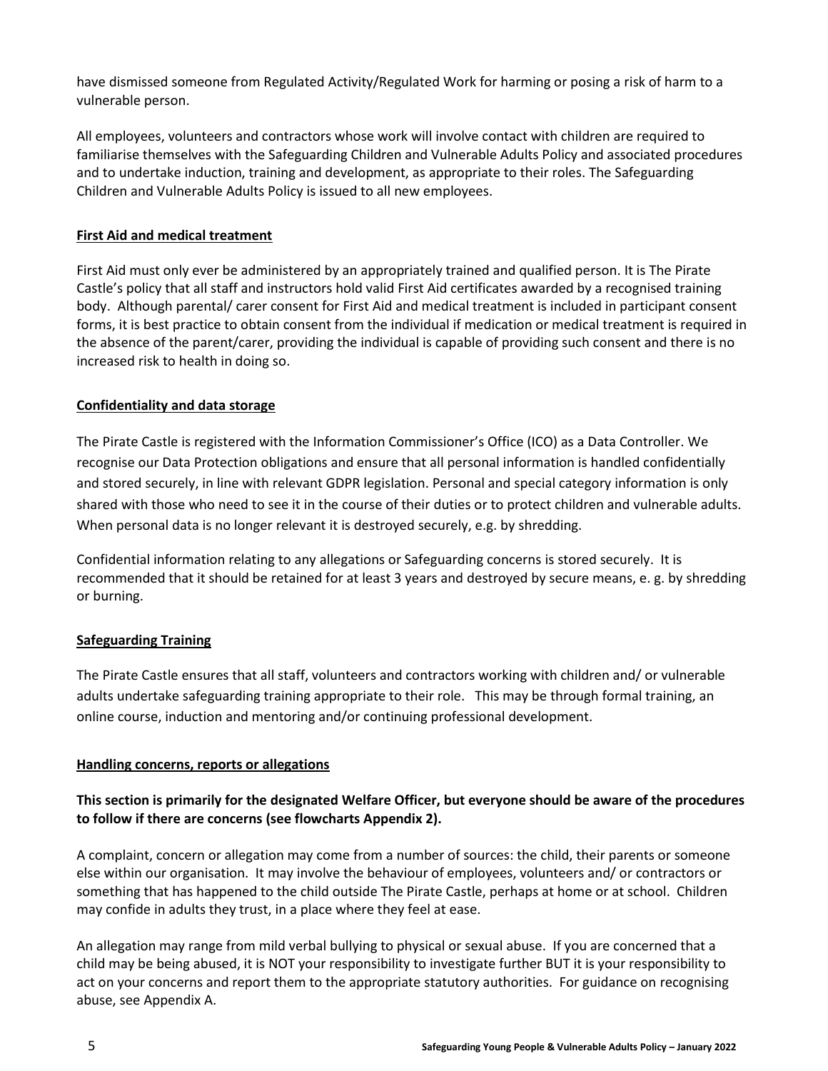have dismissed someone from Regulated Activity/Regulated Work for harming or posing a risk of harm to a vulnerable person.

All employees, volunteers and contractors whose work will involve contact with children are required to familiarise themselves with the Safeguarding Children and Vulnerable Adults Policy and associated procedures and to undertake induction, training and development, as appropriate to their roles. The Safeguarding Children and Vulnerable Adults Policy is issued to all new employees.

**First Aid and medical treatment**

First Aid must only ever be administered by an appropriately trained and qualified person. It is The Pirate Castle's policy that all staff and instructors hold valid First Aid certificates awarded by a recognised training body. Although parental/ carer consent for First Aid and medical treatment is included in participant consent forms, it is best practice to obtain consent from the individual if medication or medical treatment is required in the absence of the parent/carer, providing the individual is capable of providing such consent and there is no increased risk to health in doing so.

**Confidentiality and data storage**

The Pirate Castle is registered with the Information Commissioner's Office (ICO) as a Data Controller. We recognise our Data Protection obligations and ensure that all personal information is handled confidentially and stored securely, in line with relevant GDPR legislation. Personal and special category information is only shared with those who need to see it in the course of their duties or to protect children and vulnerable adults. When personal data is no longer relevant it is destroyed securely, e.g. by shredding.

Confidential information relating to any allegations or Safeguarding concerns is stored securely. It is recommended that it should be retained for at least 3 years and destroyed by secure means, e. g. by shredding or burning.

**Safeguarding Training**

The Pirate Castle ensures that all staff, volunteers and contractors working with children and/ or vulnerable adults undertake safeguarding training appropriate to their role. This may be through formal training, an online course, induction and mentoring and/or continuing professional development.

**Handling concerns, reports or allegations**

**This section is primarily for the designated Welfare Officer, but everyone should be aware of the procedures to follow if there are concerns (see flowcharts Appendix 2).**

A complaint, concern or allegation may come from a number of sources: the child, their parents or someone else within our organisation. It may involve the behaviour of employees, volunteers and/ or contractors or something that has happened to the child outside The Pirate Castle, perhaps at home or at school. Children may confide in adults they trust, in a place where they feel at ease.

An allegation may range from mild verbal bullying to physical or sexual abuse. If you are concerned that a child may be being abused, it is NOT your responsibility to investigate further BUT it is your responsibility to act on your concerns and report them to the appropriate statutory authorities. For guidance on recognising abuse, see Appendix A.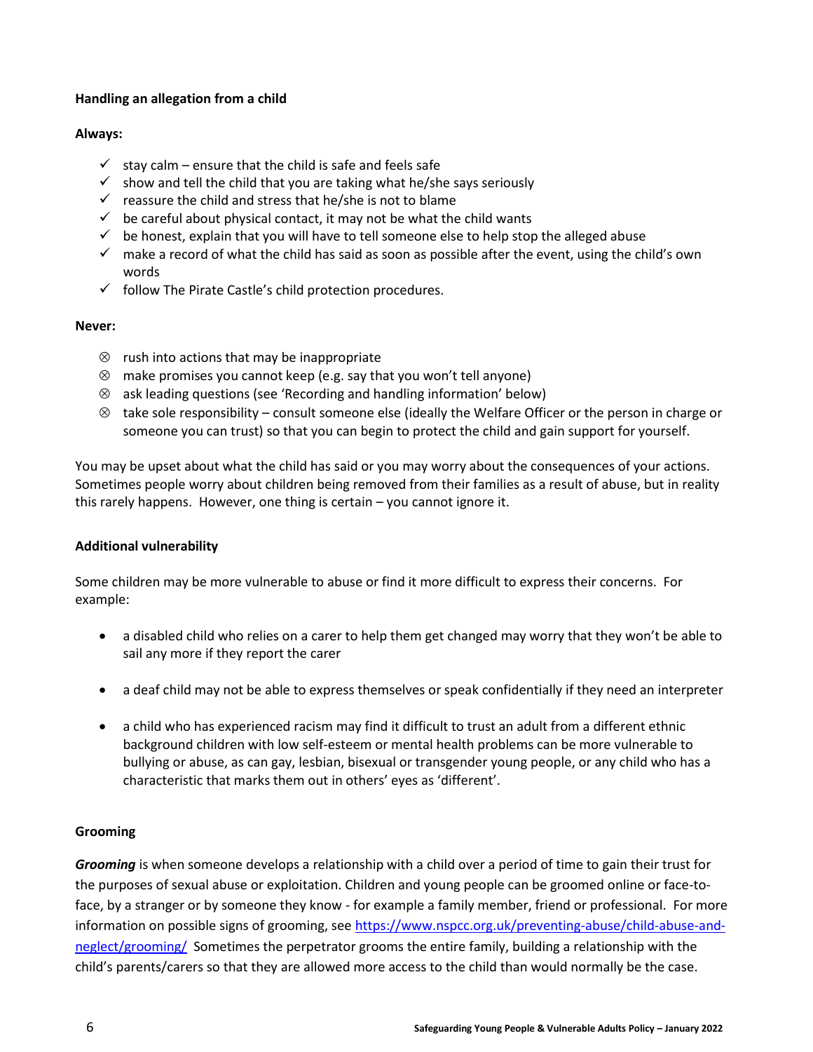**Handling an allegation from a child**

**Always:**

- ✓ stay calm – ensure that the child is safe and feels safe
- ✓ show and tell the child that you are taking what he/she says seriously
- ✓ reassure the child and stress that he/she is not to blame
- ✓ be careful about physical contact, it may not be what the child wants
- ✓ be honest, explain that you will have to tell someone else to help stop the alleged abuse
- ✓ make a record of what the child has said as soon as possible after the event, using the child's own words
- ✓ follow The Pirate Castle's child protection procedures.

**Never:**

- ⊗ rush into actions that may be inappropriate
- ⊗ make promises you cannot keep (e.g. say that you won't tell anyone)
- ⊗ ask leading questions (see 'Recording and handling information' below)
- ⊗ take sole responsibility – consult someone else (ideally the Welfare Officer or the person in charge or someone you can trust) so that you can begin to protect the child and gain support for yourself.

You may be upset about what the child has said or you may worry about the consequences of your actions. Sometimes people worry about children being removed from their families as a result of abuse, but in reality this rarely happens. However, one thing is certain – you cannot ignore it.

**Additional vulnerability**

Some children may be more vulnerable to abuse or find it more difficult to express their concerns. For example:

- a disabled child who relies on a carer to help them get changed may worry that they won't be able to sail any more if they report the carer
- a deaf child may not be able to express themselves or speak confidentially if they need an interpreter
- a child who has experienced racism may find it difficult to trust an adult from a different ethnic background children with low self-esteem or mental health problems can be more vulnerable to bullying or abuse, as can gay, lesbian, bisexual or transgender young people, or any child who has a characteristic that marks them out in others' eyes as 'different'.

**Grooming**

***Grooming*** is when someone develops a relationship with a child over a period of time to gain their trust for the purposes of sexual abuse or exploitation. Children and young people can be groomed online or face-to-face, by a stranger or by someone they know - for example a family member, friend or professional. For more information on possible signs of grooming, see https://www.nspcc.org.uk/preventing-abuse/child-abuse-and-neglect/grooming/ Sometimes the perpetrator grooms the entire family, building a relationship with the child's parents/carers so that they are allowed more access to the child than would normally be the case.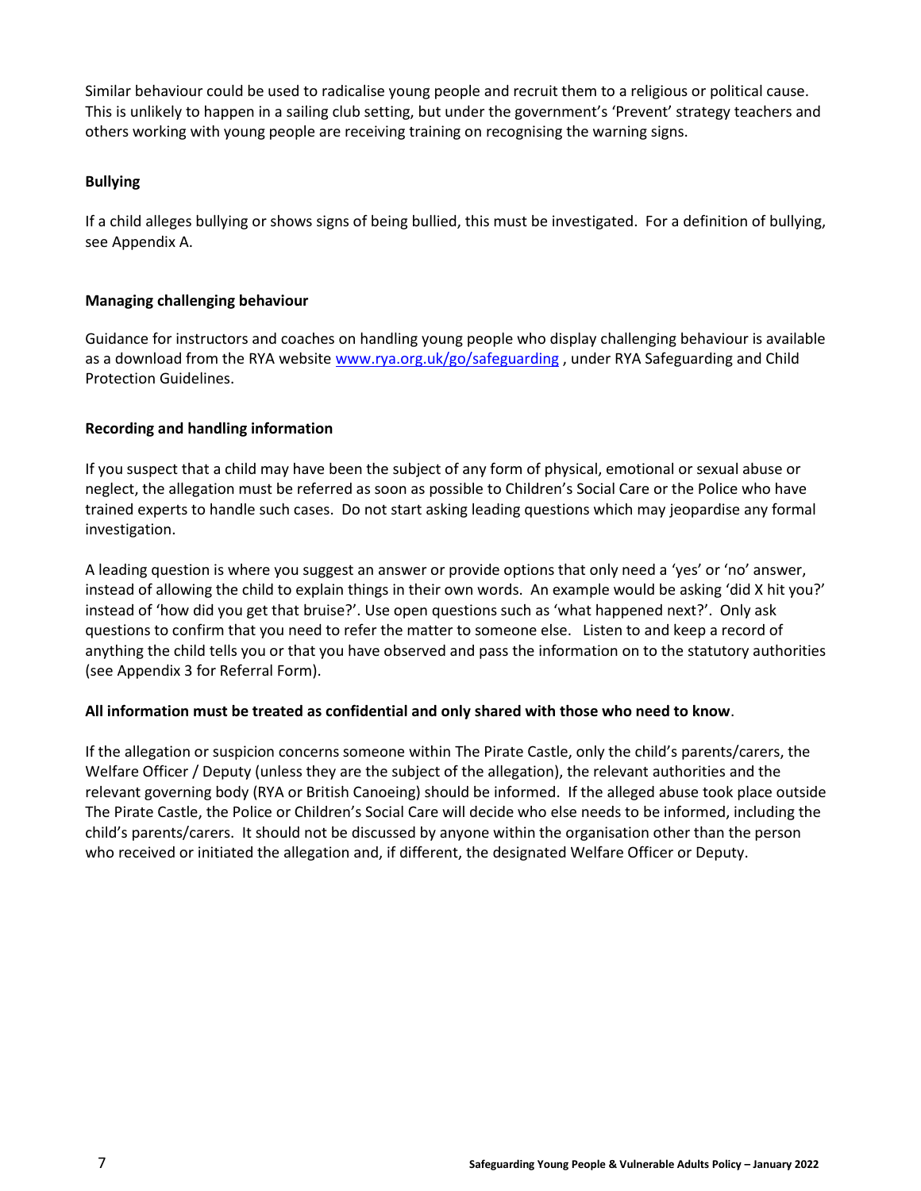Similar behaviour could be used to radicalise young people and recruit them to a religious or political cause. This is unlikely to happen in a sailing club setting, but under the government's 'Prevent' strategy teachers and others working with young people are receiving training on recognising the warning signs.

### Bullying

If a child alleges bullying or shows signs of being bullied, this must be investigated. For a definition of bullying, see Appendix A.

### Managing challenging behaviour

Guidance for instructors and coaches on handling young people who display challenging behaviour is available as a download from the RYA website [www.rya.org.uk/go/safeguarding](www.rya.org.uk/go/safeguarding) , under RYA Safeguarding and Child Protection Guidelines.

### Recording and handling information

If you suspect that a child may have been the subject of any form of physical, emotional or sexual abuse or neglect, the allegation must be referred as soon as possible to Children's Social Care or the Police who have trained experts to handle such cases. Do not start asking leading questions which may jeopardise any formal investigation.

A leading question is where you suggest an answer or provide options that only need a 'yes' or 'no' answer, instead of allowing the child to explain things in their own words. An example would be asking 'did X hit you?' instead of 'how did you get that bruise?'. Use open questions such as 'what happened next?'. Only ask questions to confirm that you need to refer the matter to someone else. Listen to and keep a record of anything the child tells you or that you have observed and pass the information on to the statutory authorities (see Appendix 3 for Referral Form).

**All information must be treated as confidential and only shared with those who need to know**.

If the allegation or suspicion concerns someone within The Pirate Castle, only the child's parents/carers, the Welfare Officer / Deputy (unless they are the subject of the allegation), the relevant authorities and the relevant governing body (RYA or British Canoeing) should be informed. If the alleged abuse took place outside The Pirate Castle, the Police or Children's Social Care will decide who else needs to be informed, including the child's parents/carers. It should not be discussed by anyone within the organisation other than the person who received or initiated the allegation and, if different, the designated Welfare Officer or Deputy.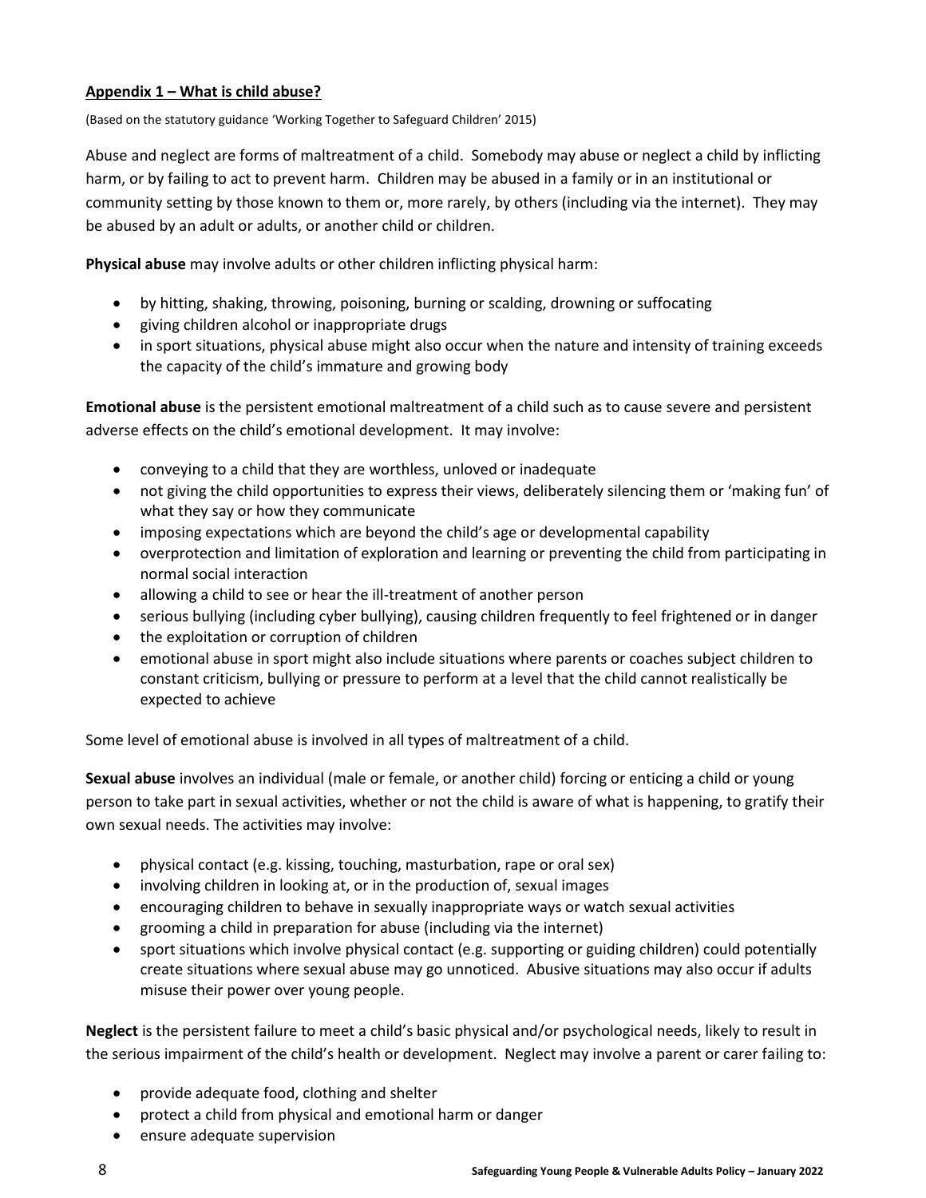## Appendix 1 – What is child abuse?

(Based on the statutory guidance 'Working Together to Safeguard Children' 2015)

Abuse and neglect are forms of maltreatment of a child. Somebody may abuse or neglect a child by inflicting harm, or by failing to act to prevent harm. Children may be abused in a family or in an institutional or community setting by those known to them or, more rarely, by others (including via the internet). They may be abused by an adult or adults, or another child or children.

**Physical abuse** may involve adults or other children inflicting physical harm:

- by hitting, shaking, throwing, poisoning, burning or scalding, drowning or suffocating
- giving children alcohol or inappropriate drugs
- in sport situations, physical abuse might also occur when the nature and intensity of training exceeds the capacity of the child's immature and growing body

**Emotional abuse** is the persistent emotional maltreatment of a child such as to cause severe and persistent adverse effects on the child's emotional development. It may involve:

- conveying to a child that they are worthless, unloved or inadequate
- not giving the child opportunities to express their views, deliberately silencing them or 'making fun' of what they say or how they communicate
- imposing expectations which are beyond the child's age or developmental capability
- overprotection and limitation of exploration and learning or preventing the child from participating in normal social interaction
- allowing a child to see or hear the ill-treatment of another person
- serious bullying (including cyber bullying), causing children frequently to feel frightened or in danger
- the exploitation or corruption of children
- emotional abuse in sport might also include situations where parents or coaches subject children to constant criticism, bullying or pressure to perform at a level that the child cannot realistically be expected to achieve

Some level of emotional abuse is involved in all types of maltreatment of a child.

**Sexual abuse** involves an individual (male or female, or another child) forcing or enticing a child or young person to take part in sexual activities, whether or not the child is aware of what is happening, to gratify their own sexual needs. The activities may involve:

- physical contact (e.g. kissing, touching, masturbation, rape or oral sex)
- involving children in looking at, or in the production of, sexual images
- encouraging children to behave in sexually inappropriate ways or watch sexual activities
- grooming a child in preparation for abuse (including via the internet)
- sport situations which involve physical contact (e.g. supporting or guiding children) could potentially create situations where sexual abuse may go unnoticed. Abusive situations may also occur if adults misuse their power over young people.

**Neglect** is the persistent failure to meet a child's basic physical and/or psychological needs, likely to result in the serious impairment of the child's health or development. Neglect may involve a parent or carer failing to:

- provide adequate food, clothing and shelter
- protect a child from physical and emotional harm or danger
- ensure adequate supervision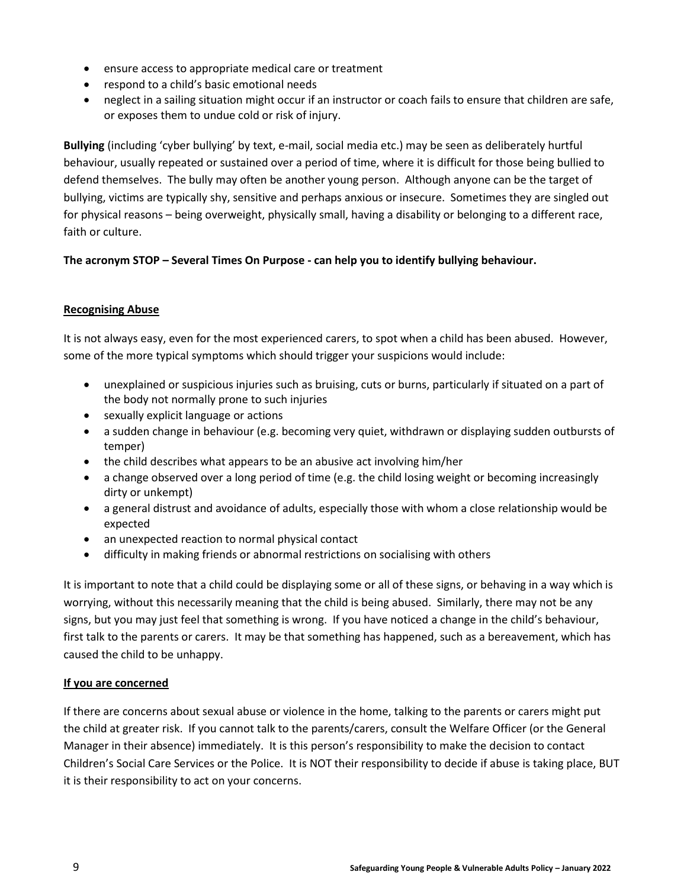- ensure access to appropriate medical care or treatment
- respond to a child's basic emotional needs
- neglect in a sailing situation might occur if an instructor or coach fails to ensure that children are safe, or exposes them to undue cold or risk of injury.

**Bullying** (including 'cyber bullying' by text, e-mail, social media etc.) may be seen as deliberately hurtful behaviour, usually repeated or sustained over a period of time, where it is difficult for those being bullied to defend themselves. The bully may often be another young person. Although anyone can be the target of bullying, victims are typically shy, sensitive and perhaps anxious or insecure. Sometimes they are singled out for physical reasons – being overweight, physically small, having a disability or belonging to a different race, faith or culture.

**The acronym STOP – Several Times On Purpose - can help you to identify bullying behaviour.**

## Recognising Abuse

It is not always easy, even for the most experienced carers, to spot when a child has been abused. However, some of the more typical symptoms which should trigger your suspicions would include:

- unexplained or suspicious injuries such as bruising, cuts or burns, particularly if situated on a part of the body not normally prone to such injuries
- sexually explicit language or actions
- a sudden change in behaviour (e.g. becoming very quiet, withdrawn or displaying sudden outbursts of temper)
- the child describes what appears to be an abusive act involving him/her
- a change observed over a long period of time (e.g. the child losing weight or becoming increasingly dirty or unkempt)
- a general distrust and avoidance of adults, especially those with whom a close relationship would be expected
- an unexpected reaction to normal physical contact
- difficulty in making friends or abnormal restrictions on socialising with others

It is important to note that a child could be displaying some or all of these signs, or behaving in a way which is worrying, without this necessarily meaning that the child is being abused. Similarly, there may not be any signs, but you may just feel that something is wrong. If you have noticed a change in the child's behaviour, first talk to the parents or carers. It may be that something has happened, such as a bereavement, which has caused the child to be unhappy.

## If you are concerned

If there are concerns about sexual abuse or violence in the home, talking to the parents or carers might put the child at greater risk. If you cannot talk to the parents/carers, consult the Welfare Officer (or the General Manager in their absence) immediately. It is this person's responsibility to make the decision to contact Children's Social Care Services or the Police. It is NOT their responsibility to decide if abuse is taking place, BUT it is their responsibility to act on your concerns.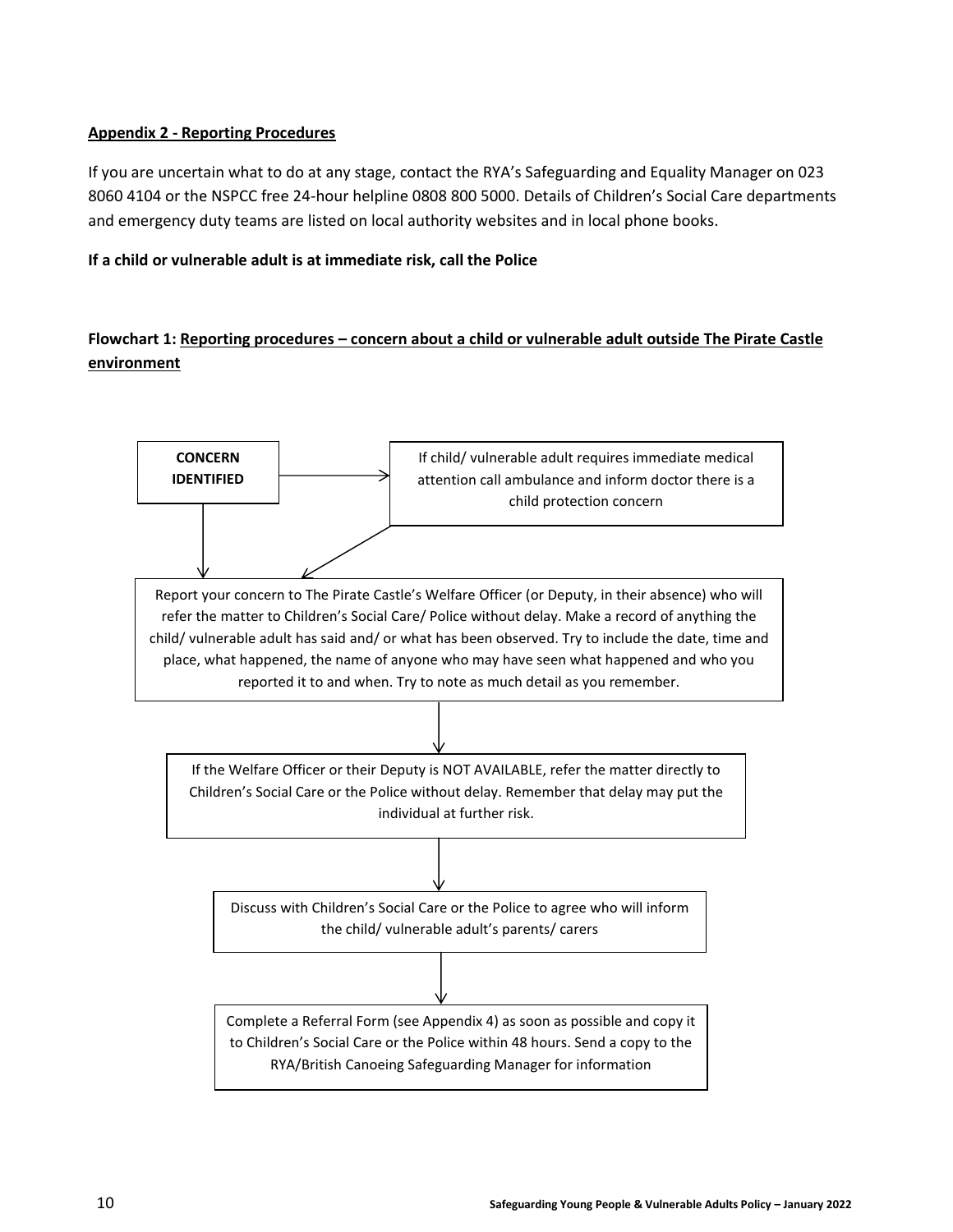## Appendix 2 - Reporting Procedures

If you are uncertain what to do at any stage, contact the RYA's Safeguarding and Equality Manager on 023 8060 4104 or the NSPCC free 24-hour helpline 0808 800 5000. Details of Children's Social Care departments and emergency duty teams are listed on local authority websites and in local phone books.

**If a child or vulnerable adult is at immediate risk, call the Police**

### Flowchart 1: Reporting procedures – concern about a child or vulnerable adult outside The Pirate Castle environment

**CONCERN IDENTIFIED**

→ If child/ vulnerable adult requires immediate medical attention call ambulance and inform doctor there is a child protection concern

↓

Report your concern to The Pirate Castle's Welfare Officer (or Deputy, in their absence) who will refer the matter to Children's Social Care/ Police without delay. Make a record of anything the child/ vulnerable adult has said and/ or what has been observed. Try to include the date, time and place, what happened, the name of anyone who may have seen what happened and who you reported it to and when. Try to note as much detail as you remember.

↓

If the Welfare Officer or their Deputy is NOT AVAILABLE, refer the matter directly to Children's Social Care or the Police without delay. Remember that delay may put the individual at further risk.

↓

Discuss with Children's Social Care or the Police to agree who will inform the child/ vulnerable adult's parents/ carers

↓

Complete a Referral Form (see Appendix 4) as soon as possible and copy it to Children's Social Care or the Police within 48 hours. Send a copy to the RYA/British Canoeing Safeguarding Manager for information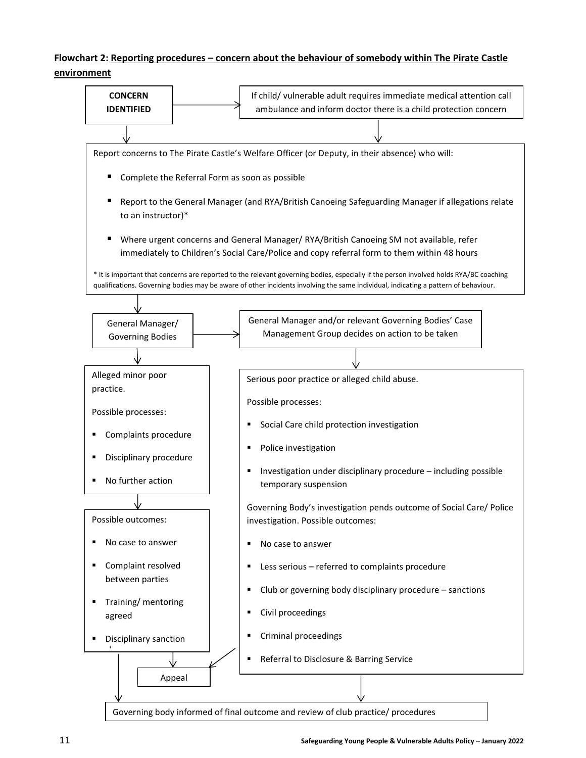**Flowchart 2: Reporting procedures – concern about the behaviour of somebody within The Pirate Castle environment**

**CONCERN IDENTIFIED**

If child/ vulnerable adult requires immediate medical attention call ambulance and inform doctor there is a child protection concern

Report concerns to The Pirate Castle's Welfare Officer (or Deputy, in their absence) who will:

- Complete the Referral Form as soon as possible
- Report to the General Manager (and RYA/British Canoeing Safeguarding Manager if allegations relate to an instructor)*
- Where urgent concerns and General Manager/ RYA/British Canoeing SM not available, refer immediately to Children's Social Care/Police and copy referral form to them within 48 hours

\* It is important that concerns are reported to the relevant governing bodies, especially if the person involved holds RYA/BC coaching qualifications. Governing bodies may be aware of other incidents involving the same individual, indicating a pattern of behaviour.

General Manager/ Governing Bodies

General Manager and/or relevant Governing Bodies' Case Management Group decides on action to be taken

Alleged minor poor practice.

Possible processes:

- Complaints procedure
- Disciplinary procedure
- No further action

Possible outcomes:

- No case to answer
- Complaint resolved between parties
- Training/ mentoring agreed
- Disciplinary sanction

Serious poor practice or alleged child abuse.

Possible processes:

- Social Care child protection investigation
- Police investigation
- Investigation under disciplinary procedure – including possible temporary suspension

Governing Body's investigation pends outcome of Social Care/ Police investigation. Possible outcomes:

- No case to answer
- Less serious – referred to complaints procedure
- Club or governing body disciplinary procedure – sanctions
- Civil proceedings
- Criminal proceedings
- Referral to Disclosure & Barring Service

Appeal

Governing body informed of final outcome and review of club practice/ procedures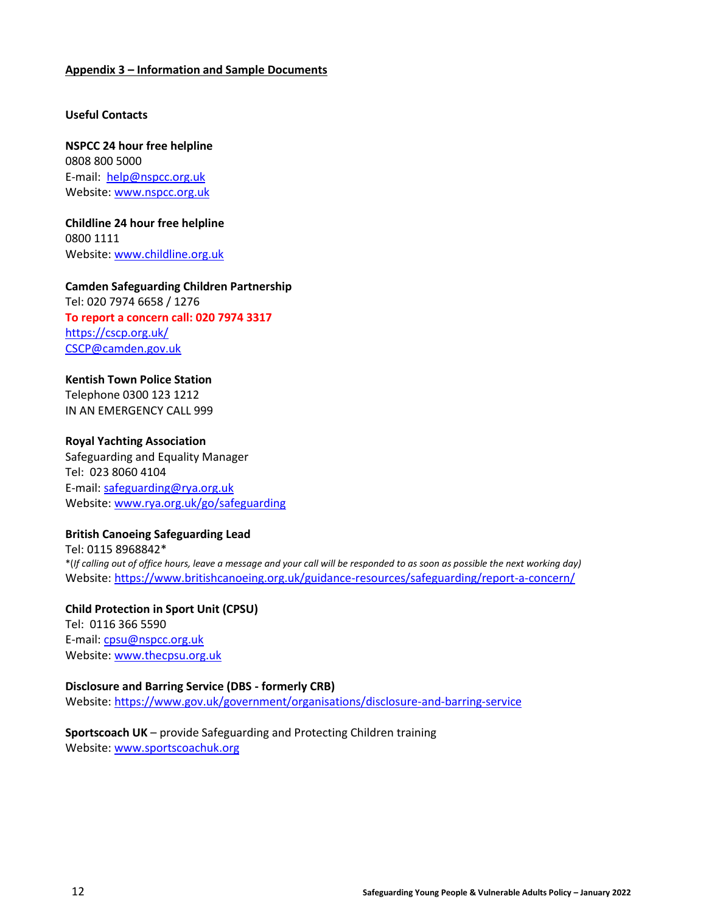## Appendix 3 – Information and Sample Documents

### Useful Contacts

**NSPCC 24 hour free helpline**
0808 800 5000
E-mail: help@nspcc.org.uk
Website: www.nspcc.org.uk

**Childline 24 hour free helpline**
0800 1111
Website: www.childline.org.uk

**Camden Safeguarding Children Partnership**
Tel: 020 7974 6658 / 1276
**To report a concern call: 020 7974 3317**
https://cscp.org.uk/
CSCP@camden.gov.uk

**Kentish Town Police Station**
Telephone 0300 123 1212
IN AN EMERGENCY CALL 999

**Royal Yachting Association**
Safeguarding and Equality Manager
Tel: 023 8060 4104
E-mail: safeguarding@rya.org.uk
Website: www.rya.org.uk/go/safeguarding

**British Canoeing Safeguarding Lead**
Tel: 0115 8968842*
*(*If calling out of office hours, leave a message and your call will be responded to as soon as possible the next working day)*
Website: https://www.britishcanoeing.org.uk/guidance-resources/safeguarding/report-a-concern/

**Child Protection in Sport Unit (CPSU)**
Tel: 0116 366 5590
E-mail: cpsu@nspcc.org.uk
Website: www.thecpsu.org.uk

**Disclosure and Barring Service (DBS - formerly CRB)**
Website: https://www.gov.uk/government/organisations/disclosure-and-barring-service

**Sportscoach UK** – provide Safeguarding and Protecting Children training
Website: www.sportscoachuk.org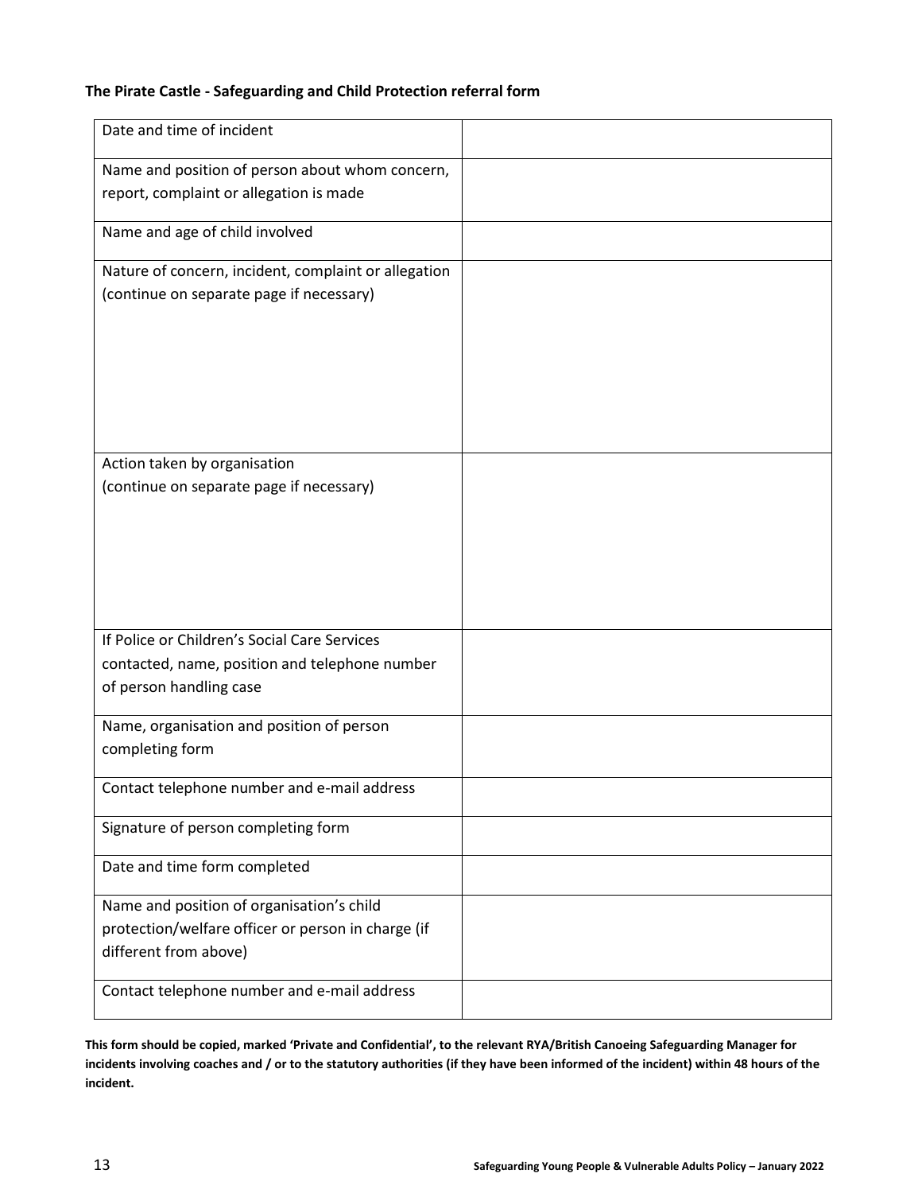**The Pirate Castle - Safeguarding and Child Protection referral form**

| | |
|---|---|
| Date and time of incident | |
| Name and position of person about whom concern, report, complaint or allegation is made | |
| Name and age of child involved | |
| Nature of concern, incident, complaint or allegation (continue on separate page if necessary) | |
| Action taken by organisation (continue on separate page if necessary) | |
| If Police or Children's Social Care Services contacted, name, position and telephone number of person handling case | |
| Name, organisation and position of person completing form | |
| Contact telephone number and e-mail address | |
| Signature of person completing form | |
| Date and time form completed | |
| Name and position of organisation's child protection/welfare officer or person in charge (if different from above) | |
| Contact telephone number and e-mail address | |

**This form should be copied, marked 'Private and Confidential', to the relevant RYA/British Canoeing Safeguarding Manager for incidents involving coaches and / or to the statutory authorities (if they have been informed of the incident) within 48 hours of the incident.**